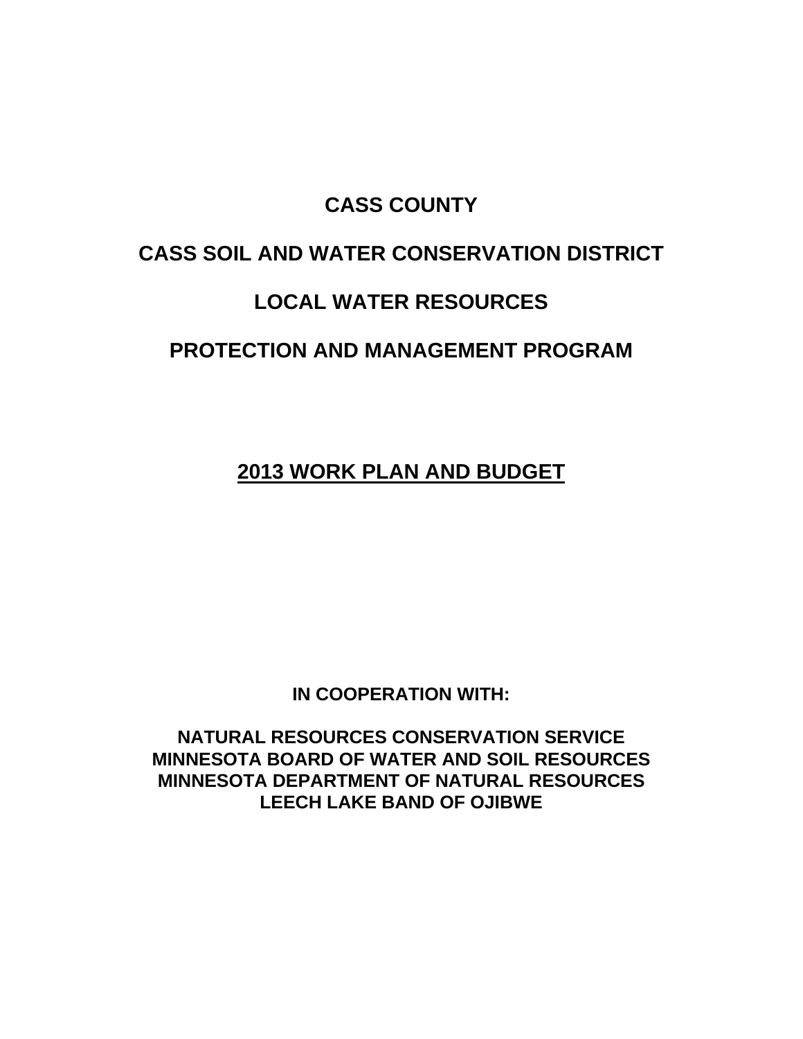# CASS COUNTY

# CASS SOIL AND WATER CONSERVATION DISTRICT

# LOCAL WATER RESOURCES

# PROTECTION AND MANAGEMENT PROGRAM

## <u>2013 WORK PLAN AND BUDGET</u>

**IN COOPERATION WITH:**

**NATURAL RESOURCES CONSERVATION SERVICE**
**MINNESOTA BOARD OF WATER AND SOIL RESOURCES**
**MINNESOTA DEPARTMENT OF NATURAL RESOURCES**
**LEECH LAKE BAND OF OJIBWE**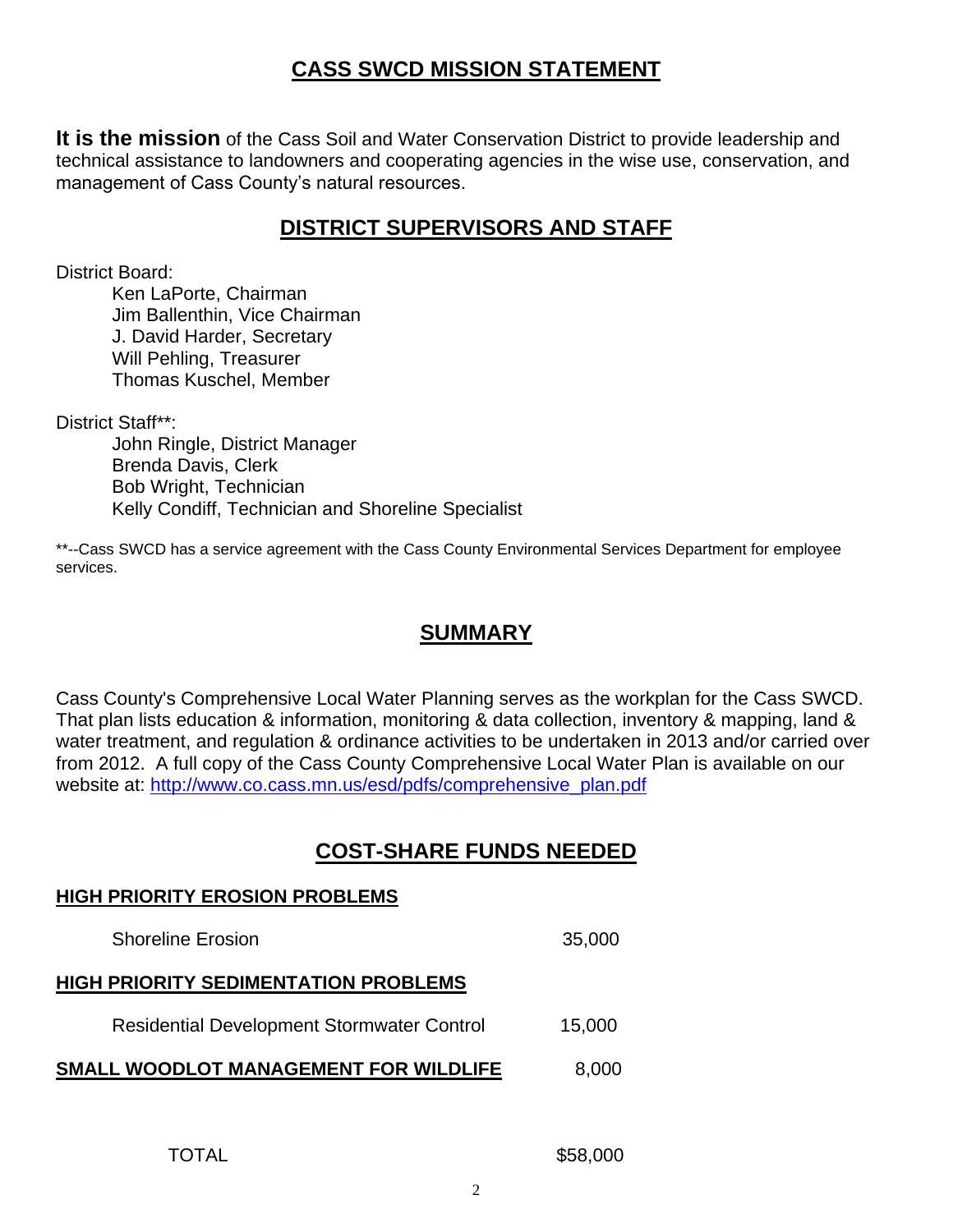## CASS SWCD MISSION STATEMENT

**It is the mission** of the Cass Soil and Water Conservation District to provide leadership and technical assistance to landowners and cooperating agencies in the wise use, conservation, and management of Cass County's natural resources.

## DISTRICT SUPERVISORS AND STAFF

District Board:

- Ken LaPorte, Chairman
- Jim Ballenthin, Vice Chairman
- J. David Harder, Secretary
- Will Pehling, Treasurer
- Thomas Kuschel, Member

District Staff**:

- John Ringle, District Manager
- Brenda Davis, Clerk
- Bob Wright, Technician
- Kelly Condiff, Technician and Shoreline Specialist

**--Cass SWCD has a service agreement with the Cass County Environmental Services Department for employee services.

## SUMMARY

Cass County's Comprehensive Local Water Planning serves as the workplan for the Cass SWCD. That plan lists education & information, monitoring & data collection, inventory & mapping, land & water treatment, and regulation & ordinance activities to be undertaken in 2013 and/or carried over from 2012. A full copy of the Cass County Comprehensive Local Water Plan is available on our website at: http://www.co.cass.mn.us/esd/pdfs/comprehensive_plan.pdf

## COST-SHARE FUNDS NEEDED

| | |
|---|---|
| **HIGH PRIORITY EROSION PROBLEMS** | |
| Shoreline Erosion | 35,000 |
| **HIGH PRIORITY SEDIMENTATION PROBLEMS** | |
| Residential Development Stormwater Control | 15,000 |
| **SMALL WOODLOT MANAGEMENT FOR WILDLIFE** | 8,000 |
| TOTAL | $58,000 |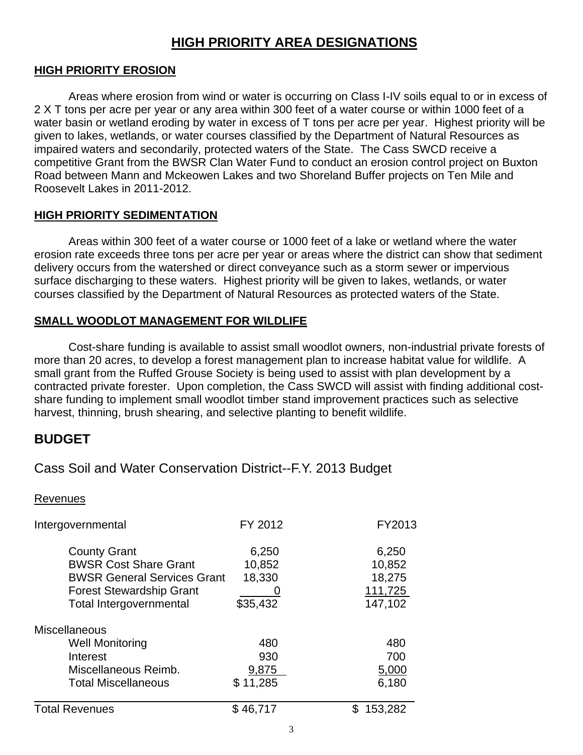# HIGH PRIORITY AREA DESIGNATIONS

## HIGH PRIORITY EROSION

Areas where erosion from wind or water is occurring on Class I-IV soils equal to or in excess of 2 X T tons per acre per year or any area within 300 feet of a water course or within 1000 feet of a water basin or wetland eroding by water in excess of T tons per acre per year. Highest priority will be given to lakes, wetlands, or water courses classified by the Department of Natural Resources as impaired waters and secondarily, protected waters of the State. The Cass SWCD receive a competitive Grant from the BWSR Clan Water Fund to conduct an erosion control project on Buxton Road between Mann and Mckeowen Lakes and two Shoreland Buffer projects on Ten Mile and Roosevelt Lakes in 2011-2012.

## HIGH PRIORITY SEDIMENTATION

Areas within 300 feet of a water course or 1000 feet of a lake or wetland where the water erosion rate exceeds three tons per acre per year or areas where the district can show that sediment delivery occurs from the watershed or direct conveyance such as a storm sewer or impervious surface discharging to these waters. Highest priority will be given to lakes, wetlands, or water courses classified by the Department of Natural Resources as protected waters of the State.

## SMALL WOODLOT MANAGEMENT FOR WILDLIFE

Cost-share funding is available to assist small woodlot owners, non-industrial private forests of more than 20 acres, to develop a forest management plan to increase habitat value for wildlife. A small grant from the Ruffed Grouse Society is being used to assist with plan development by a contracted private forester. Upon completion, the Cass SWCD will assist with finding additional cost-share funding to implement small woodlot timber stand improvement practices such as selective harvest, thinning, brush shearing, and selective planting to benefit wildlife.

# BUDGET

## Cass Soil and Water Conservation District--F.Y. 2013 Budget

Revenues

| Intergovernmental | FY 2012 | FY2013 |
|---|---|---|
| County Grant | 6,250 | 6,250 |
| BWSR Cost Share Grant | 10,852 | 10,852 |
| BWSR General Services Grant | 18,330 | 18,275 |
| Forest Stewardship Grant | 0 | 111,725 |
| Total Intergovernmental | $35,432 | 147,102 |
| **Miscellaneous** | | |
| Well Monitoring | 480 | 480 |
| Interest | 930 | 700 |
| Miscellaneous Reimb. | 9,875 | 5,000 |
| Total Miscellaneous | $ 11,285 | 6,180 |
| Total Revenues | $ 46,717 | $ 153,282 |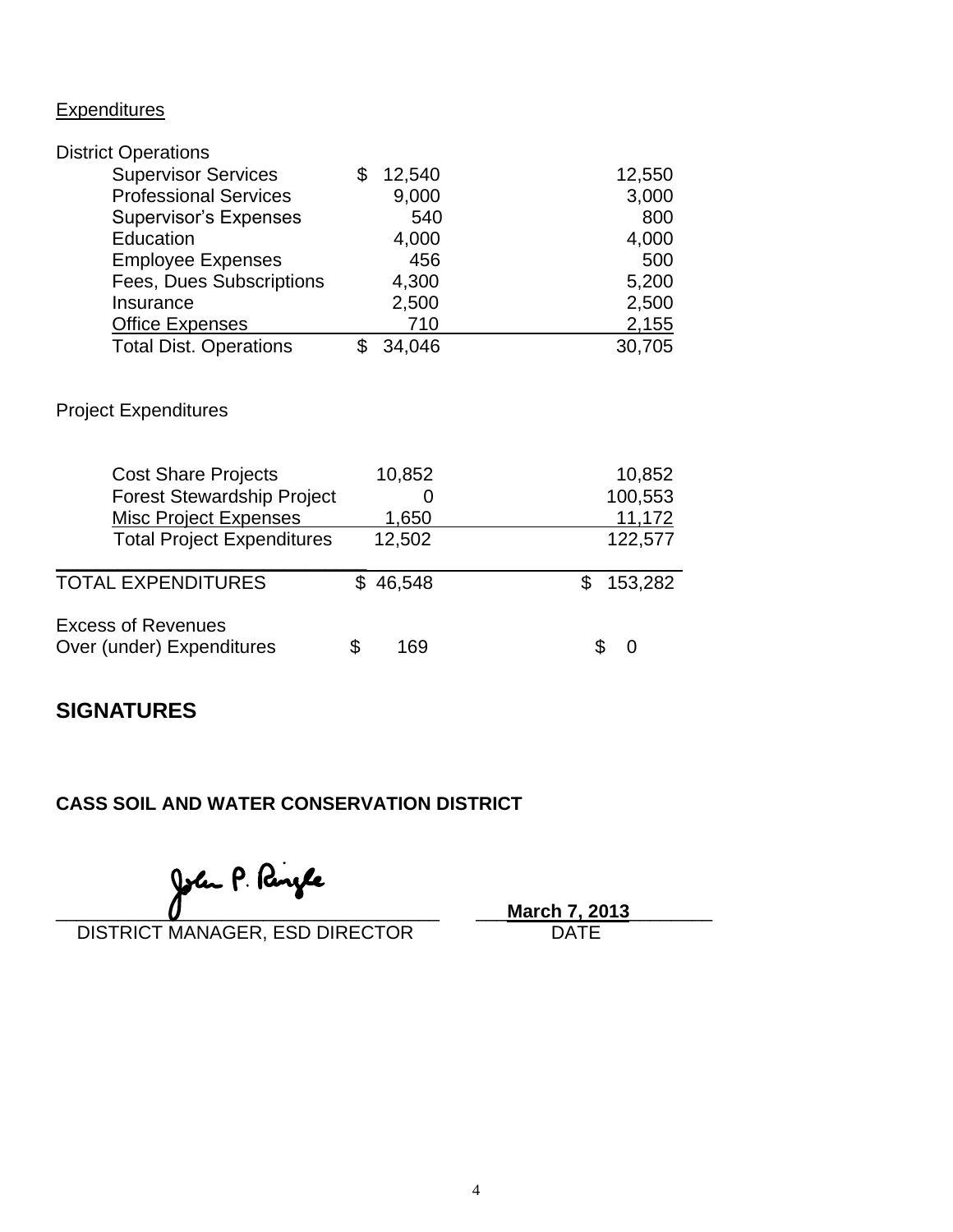Expenditures

| | | |
|---|---|---|
| District Operations | | |
| Supervisor Services | $ 12,540 | 12,550 |
| Professional Services | 9,000 | 3,000 |
| Supervisor's Expenses | 540 | 800 |
| Education | 4,000 | 4,000 |
| Employee Expenses | 456 | 500 |
| Fees, Dues Subscriptions | 4,300 | 5,200 |
| Insurance | 2,500 | 2,500 |
| Office Expenses | 710 | 2,155 |
| Total Dist. Operations | $ 34,046 | 30,705 |
| | | |
| Project Expenditures | | |
| | | |
| Cost Share Projects | 10,852 | 10,852 |
| Forest Stewardship Project | 0 | 100,553 |
| Misc Project Expenses | 1,650 | 11,172 |
| Total Project Expenditures | 12,502 | 122,577 |
| | | |
| TOTAL EXPENDITURES | $ 46,548 | $ 153,282 |
| | | |
| Excess of Revenues Over (under) Expenditures | $ 169 | $ 0 |

## SIGNATURES

**CASS SOIL AND WATER CONSERVATION DISTRICT**

John P. Ringle
DISTRICT MANAGER, ESD DIRECTOR

**March 7, 2013**
DATE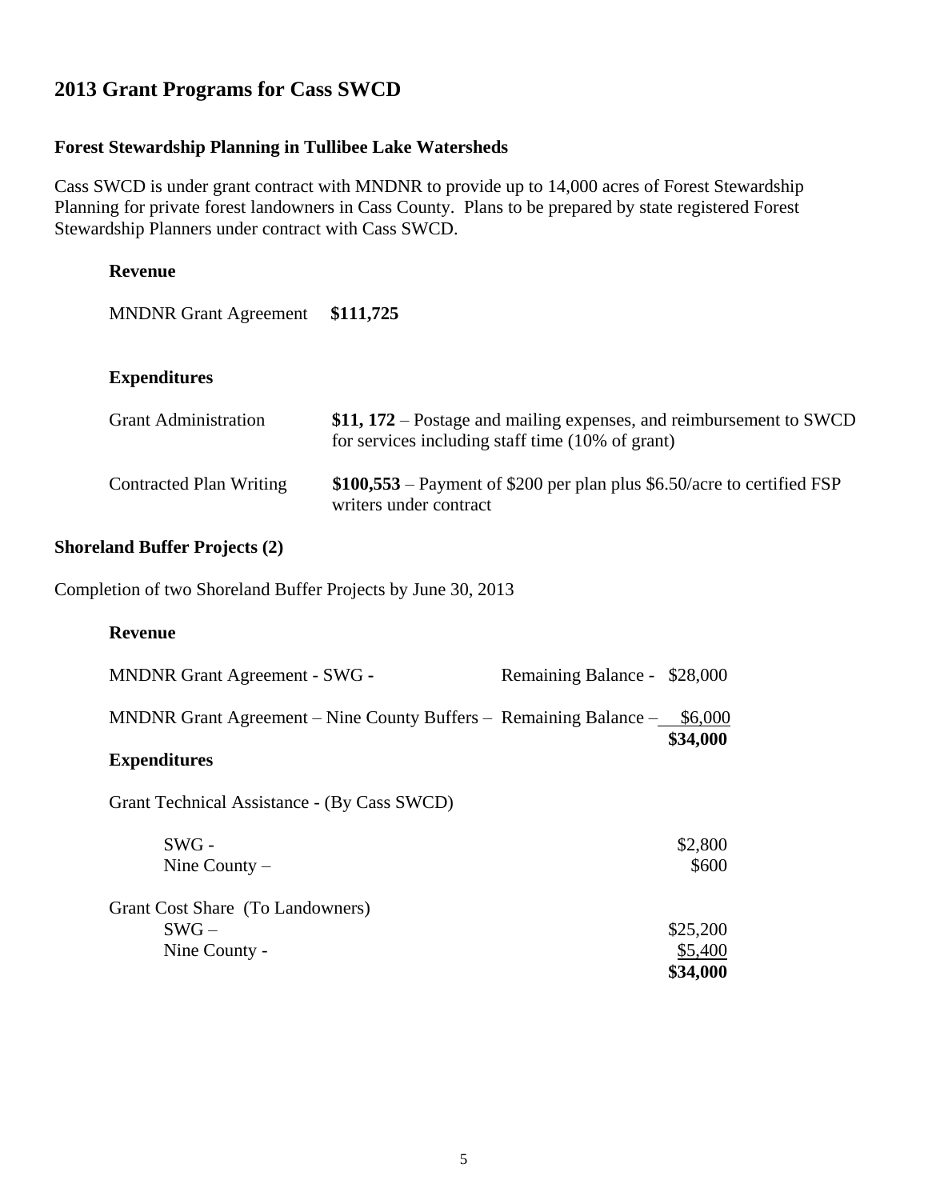## 2013 Grant Programs for Cass SWCD

### Forest Stewardship Planning in Tullibee Lake Watersheds

Cass SWCD is under grant contract with MNDNR to provide up to 14,000 acres of Forest Stewardship Planning for private forest landowners in Cass County. Plans to be prepared by state registered Forest Stewardship Planners under contract with Cass SWCD.

**Revenue**

| | |
|---|---|
| MNDNR Grant Agreement | **$111,725** |

**Expenditures**

| | |
|---|---|
| Grant Administration | **$11, 172** – Postage and mailing expenses, and reimbursement to SWCD for services including staff time (10% of grant) |
| Contracted Plan Writing | **$100,553** – Payment of $200 per plan plus $6.50/acre to certified FSP writers under contract |

### Shoreland Buffer Projects (2)

Completion of two Shoreland Buffer Projects by June 30, 2013

**Revenue**

| | | |
|---|---|---|
| MNDNR Grant Agreement - SWG - | Remaining Balance - | $28,000 |
| MNDNR Grant Agreement – Nine County Buffers – | Remaining Balance – | $6,000 |
| | | **$34,000** |

**Expenditures**

Grant Technical Assistance - (By Cass SWCD)

| | |
|---|---|
| SWG - | $2,800 |
| Nine County – | $600 |

Grant Cost Share (To Landowners)

| | |
|---|---|
| SWG – | $25,200 |
| Nine County - | $5,400 |
| | **$34,000** |